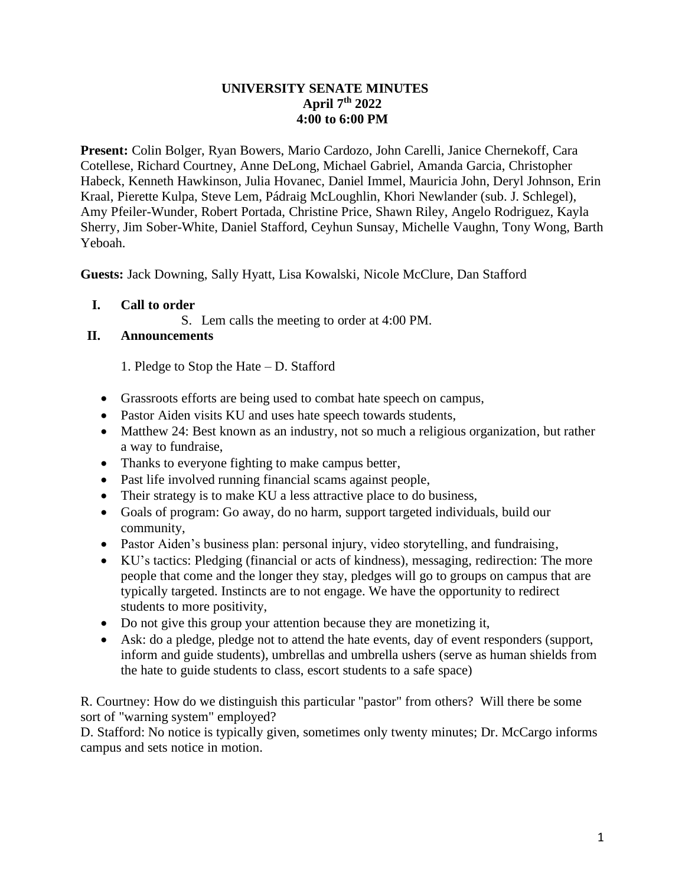# UNIVERSITY SENATE MINUTES

**April 7th 2022**

**4:00 to 6:00 PM**

**Present:** Colin Bolger, Ryan Bowers, Mario Cardozo, John Carelli, Janice Chernekoff, Cara Cotellese, Richard Courtney, Anne DeLong, Michael Gabriel, Amanda Garcia, Christopher Habeck, Kenneth Hawkinson, Julia Hovanec, Daniel Immel, Mauricia John, Deryl Johnson, Erin Kraal, Pierette Kulpa, Steve Lem, Pádraig McLoughlin, Khori Newlander (sub. J. Schlegel), Amy Pfeiler-Wunder, Robert Portada, Christine Price, Shawn Riley, Angelo Rodriguez, Kayla Sherry, Jim Sober-White, Daniel Stafford, Ceyhun Sunsay, Michelle Vaughn, Tony Wong, Barth Yeboah.

**Guests:** Jack Downing, Sally Hyatt, Lisa Kowalski, Nicole McClure, Dan Stafford

## I. Call to order

S. Lem calls the meeting to order at 4:00 PM.

## II. Announcements

1. Pledge to Stop the Hate – D. Stafford

- Grassroots efforts are being used to combat hate speech on campus,
- Pastor Aiden visits KU and uses hate speech towards students,
- Matthew 24: Best known as an industry, not so much a religious organization, but rather a way to fundraise,
- Thanks to everyone fighting to make campus better,
- Past life involved running financial scams against people,
- Their strategy is to make KU a less attractive place to do business,
- Goals of program: Go away, do no harm, support targeted individuals, build our community,
- Pastor Aiden's business plan: personal injury, video storytelling, and fundraising,
- KU's tactics: Pledging (financial or acts of kindness), messaging, redirection: The more people that come and the longer they stay, pledges will go to groups on campus that are typically targeted. Instincts are to not engage. We have the opportunity to redirect students to more positivity,
- Do not give this group your attention because they are monetizing it,
- Ask: do a pledge, pledge not to attend the hate events, day of event responders (support, inform and guide students), umbrellas and umbrella ushers (serve as human shields from the hate to guide students to class, escort students to a safe space)

R. Courtney: How do we distinguish this particular "pastor" from others? Will there be some sort of "warning system" employed?

D. Stafford: No notice is typically given, sometimes only twenty minutes; Dr. McCargo informs campus and sets notice in motion.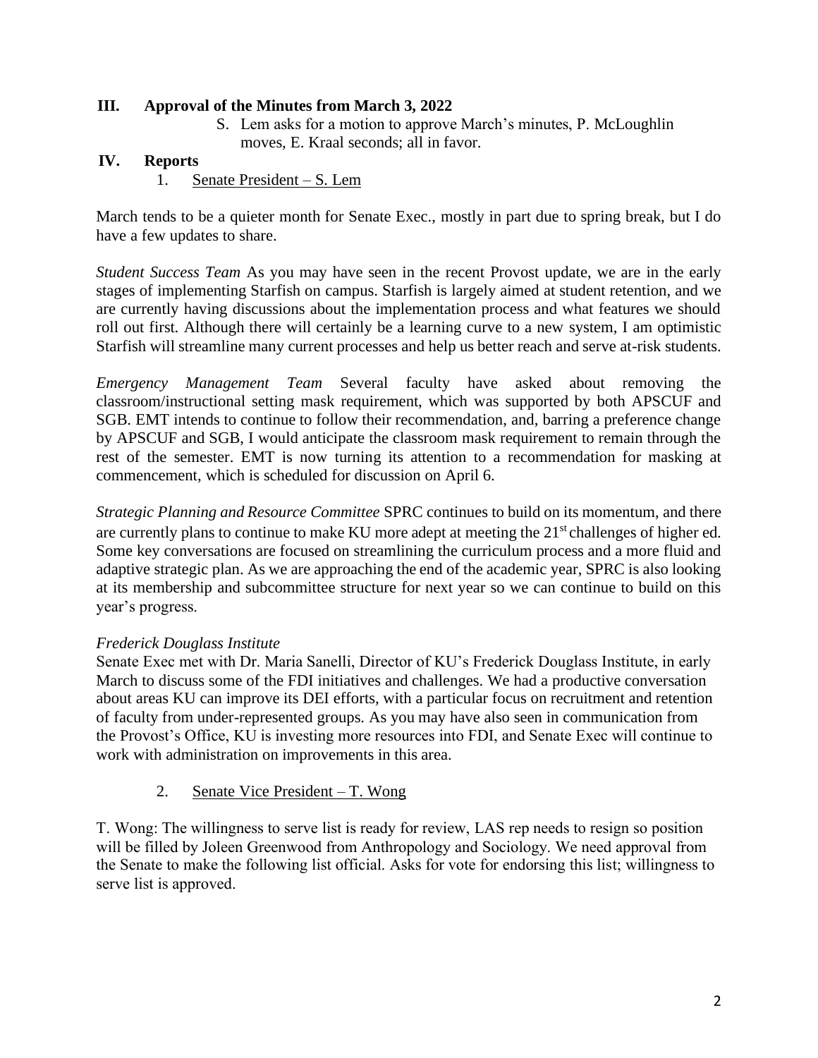## III. Approval of the Minutes from March 3, 2022

S. Lem asks for a motion to approve March's minutes, P. McLoughlin moves, E. Kraal seconds; all in favor.

## IV. Reports

1. Senate President – S. Lem

March tends to be a quieter month for Senate Exec., mostly in part due to spring break, but I do have a few updates to share.

*Student Success Team* As you may have seen in the recent Provost update, we are in the early stages of implementing Starfish on campus. Starfish is largely aimed at student retention, and we are currently having discussions about the implementation process and what features we should roll out first. Although there will certainly be a learning curve to a new system, I am optimistic Starfish will streamline many current processes and help us better reach and serve at-risk students.

*Emergency Management Team* Several faculty have asked about removing the classroom/instructional setting mask requirement, which was supported by both APSCUF and SGB. EMT intends to continue to follow their recommendation, and, barring a preference change by APSCUF and SGB, I would anticipate the classroom mask requirement to remain through the rest of the semester. EMT is now turning its attention to a recommendation for masking at commencement, which is scheduled for discussion on April 6.

*Strategic Planning and Resource Committee* SPRC continues to build on its momentum, and there are currently plans to continue to make KU more adept at meeting the 21st challenges of higher ed. Some key conversations are focused on streamlining the curriculum process and a more fluid and adaptive strategic plan. As we are approaching the end of the academic year, SPRC is also looking at its membership and subcommittee structure for next year so we can continue to build on this year's progress.

*Frederick Douglass Institute*
Senate Exec met with Dr. Maria Sanelli, Director of KU's Frederick Douglass Institute, in early March to discuss some of the FDI initiatives and challenges. We had a productive conversation about areas KU can improve its DEI efforts, with a particular focus on recruitment and retention of faculty from under-represented groups. As you may have also seen in communication from the Provost's Office, KU is investing more resources into FDI, and Senate Exec will continue to work with administration on improvements in this area.

2. Senate Vice President – T. Wong

T. Wong: The willingness to serve list is ready for review, LAS rep needs to resign so position will be filled by Joleen Greenwood from Anthropology and Sociology. We need approval from the Senate to make the following list official. Asks for vote for endorsing this list; willingness to serve list is approved.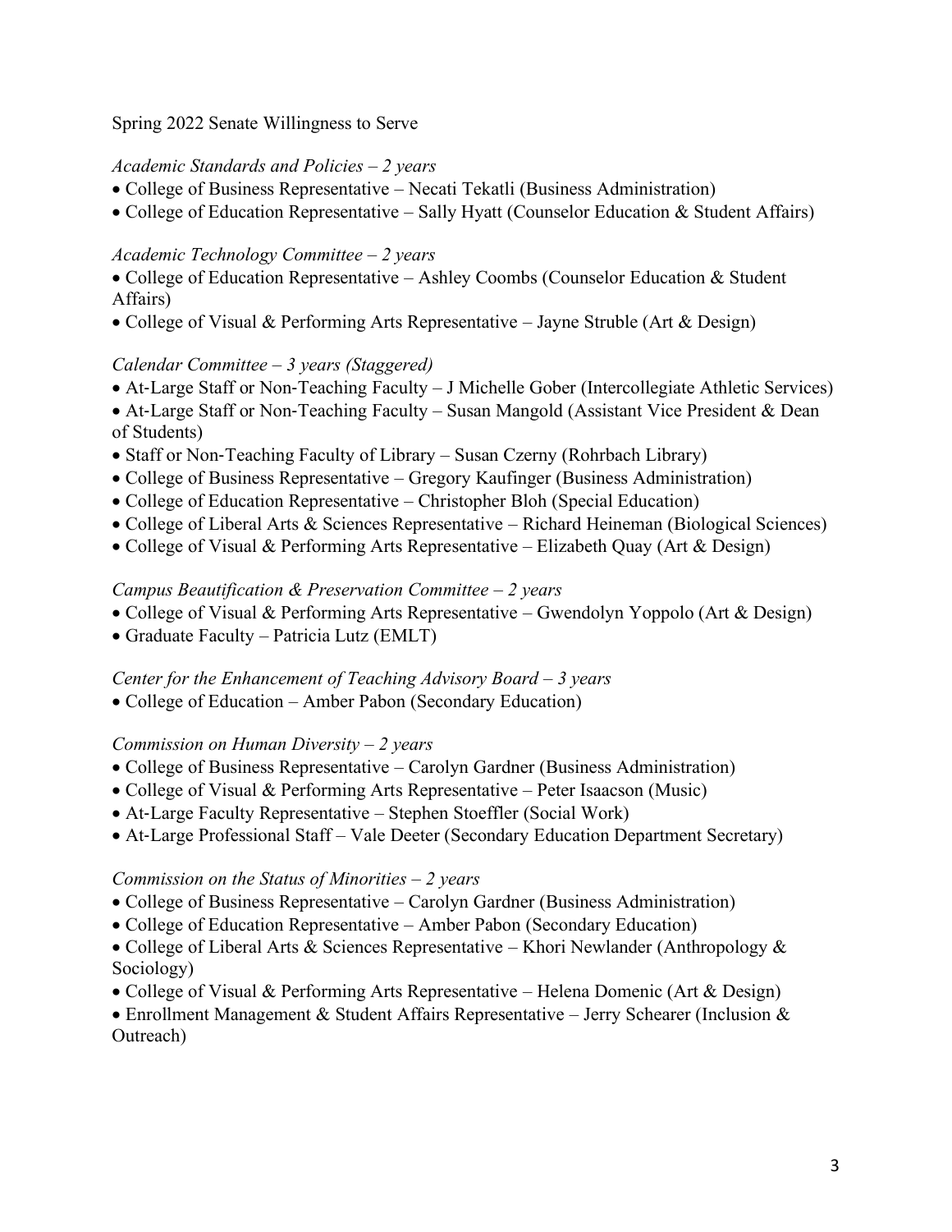Spring 2022 Senate Willingness to Serve

*Academic Standards and Policies – 2 years*

- College of Business Representative – Necati Tekatli (Business Administration)
- College of Education Representative – Sally Hyatt (Counselor Education & Student Affairs)

*Academic Technology Committee – 2 years*

- College of Education Representative – Ashley Coombs (Counselor Education & Student Affairs)
- College of Visual & Performing Arts Representative – Jayne Struble (Art & Design)

*Calendar Committee – 3 years (Staggered)*

- At-Large Staff or Non-Teaching Faculty – J Michelle Gober (Intercollegiate Athletic Services)
- At-Large Staff or Non-Teaching Faculty – Susan Mangold (Assistant Vice President & Dean of Students)
- Staff or Non-Teaching Faculty of Library – Susan Czerny (Rohrbach Library)
- College of Business Representative – Gregory Kaufinger (Business Administration)
- College of Education Representative – Christopher Bloh (Special Education)
- College of Liberal Arts & Sciences Representative – Richard Heineman (Biological Sciences)
- College of Visual & Performing Arts Representative – Elizabeth Quay (Art & Design)

*Campus Beautification & Preservation Committee – 2 years*

- College of Visual & Performing Arts Representative – Gwendolyn Yoppolo (Art & Design)
- Graduate Faculty – Patricia Lutz (EMLT)

*Center for the Enhancement of Teaching Advisory Board – 3 years*

- College of Education – Amber Pabon (Secondary Education)

*Commission on Human Diversity – 2 years*

- College of Business Representative – Carolyn Gardner (Business Administration)
- College of Visual & Performing Arts Representative – Peter Isaacson (Music)
- At-Large Faculty Representative – Stephen Stoeffler (Social Work)
- At-Large Professional Staff – Vale Deeter (Secondary Education Department Secretary)

*Commission on the Status of Minorities – 2 years*

- College of Business Representative – Carolyn Gardner (Business Administration)
- College of Education Representative – Amber Pabon (Secondary Education)
- College of Liberal Arts & Sciences Representative – Khori Newlander (Anthropology & Sociology)
- College of Visual & Performing Arts Representative – Helena Domenic (Art & Design)
- Enrollment Management & Student Affairs Representative – Jerry Schearer (Inclusion & Outreach)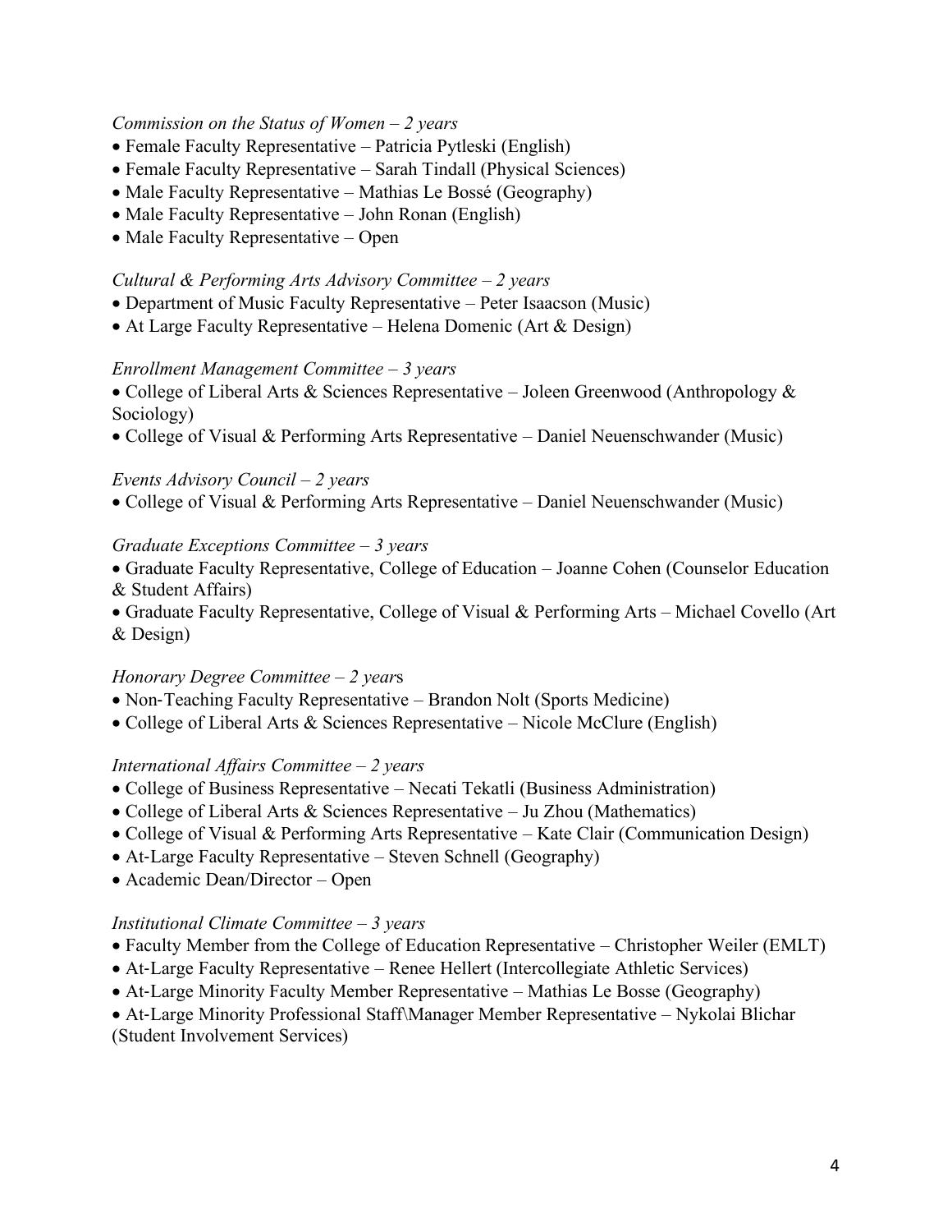*Commission on the Status of Women – 2 years*
- Female Faculty Representative – Patricia Pytleski (English)
- Female Faculty Representative – Sarah Tindall (Physical Sciences)
- Male Faculty Representative – Mathias Le Bossé (Geography)
- Male Faculty Representative – John Ronan (English)
- Male Faculty Representative – Open

*Cultural & Performing Arts Advisory Committee – 2 years*
- Department of Music Faculty Representative – Peter Isaacson (Music)
- At Large Faculty Representative – Helena Domenic (Art & Design)

*Enrollment Management Committee – 3 years*
- College of Liberal Arts & Sciences Representative – Joleen Greenwood (Anthropology & Sociology)
- College of Visual & Performing Arts Representative – Daniel Neuenschwander (Music)

*Events Advisory Council – 2 years*
- College of Visual & Performing Arts Representative – Daniel Neuenschwander (Music)

*Graduate Exceptions Committee – 3 years*
- Graduate Faculty Representative, College of Education – Joanne Cohen (Counselor Education & Student Affairs)
- Graduate Faculty Representative, College of Visual & Performing Arts – Michael Covello (Art & Design)

*Honorary Degree Committee – 2 year*s
- Non-Teaching Faculty Representative – Brandon Nolt (Sports Medicine)
- College of Liberal Arts & Sciences Representative – Nicole McClure (English)

*International Affairs Committee – 2 years*
- College of Business Representative – Necati Tekatli (Business Administration)
- College of Liberal Arts & Sciences Representative – Ju Zhou (Mathematics)
- College of Visual & Performing Arts Representative – Kate Clair (Communication Design)
- At-Large Faculty Representative – Steven Schnell (Geography)
- Academic Dean/Director – Open

*Institutional Climate Committee – 3 years*
- Faculty Member from the College of Education Representative – Christopher Weiler (EMLT)
- At-Large Faculty Representative – Renee Hellert (Intercollegiate Athletic Services)
- At-Large Minority Faculty Member Representative – Mathias Le Bosse (Geography)
- At-Large Minority Professional Staff\Manager Member Representative – Nykolai Blichar (Student Involvement Services)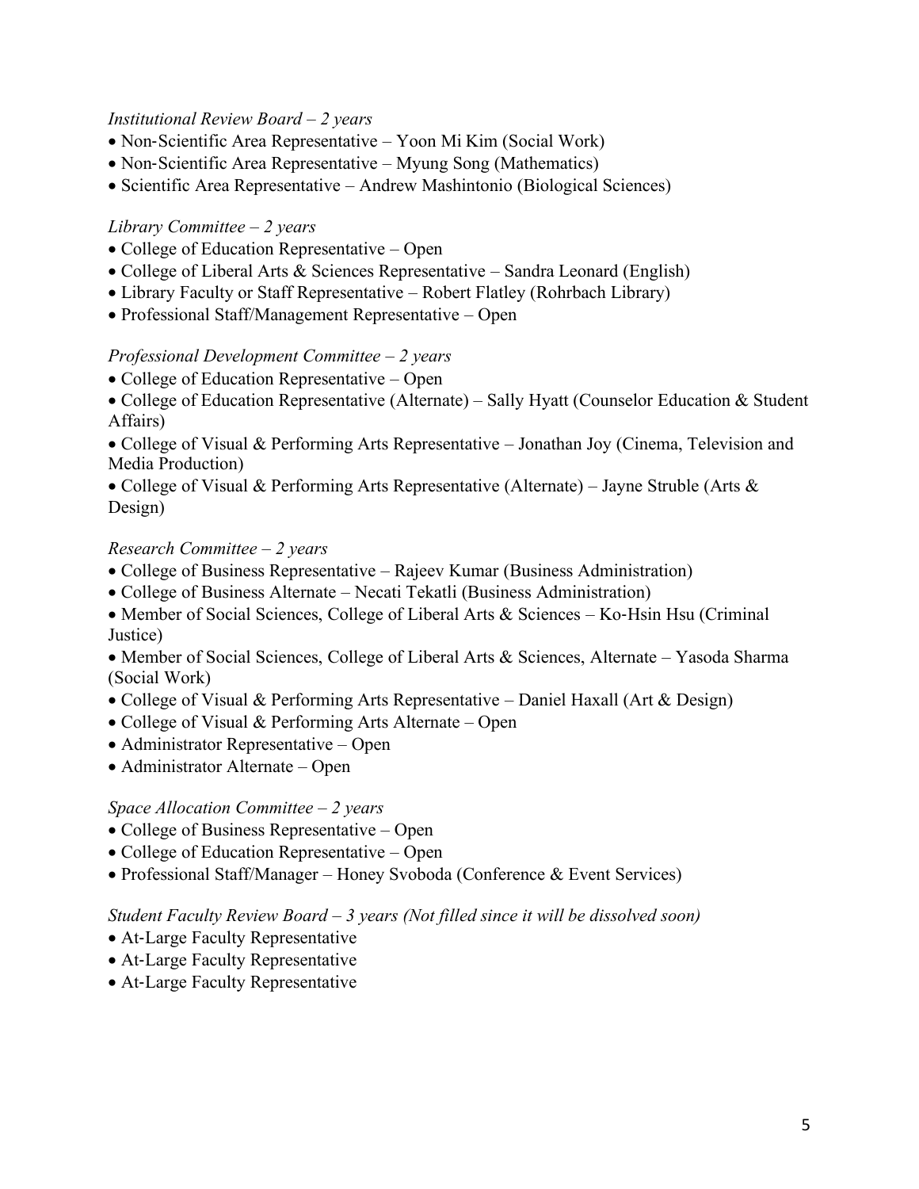*Institutional Review Board – 2 years*

- Non-Scientific Area Representative – Yoon Mi Kim (Social Work)
- Non-Scientific Area Representative – Myung Song (Mathematics)
- Scientific Area Representative – Andrew Mashintonio (Biological Sciences)

*Library Committee – 2 years*

- College of Education Representative – Open
- College of Liberal Arts & Sciences Representative – Sandra Leonard (English)
- Library Faculty or Staff Representative – Robert Flatley (Rohrbach Library)
- Professional Staff/Management Representative – Open

*Professional Development Committee – 2 years*

- College of Education Representative – Open
- College of Education Representative (Alternate) – Sally Hyatt (Counselor Education & Student Affairs)
- College of Visual & Performing Arts Representative – Jonathan Joy (Cinema, Television and Media Production)
- College of Visual & Performing Arts Representative (Alternate) – Jayne Struble (Arts & Design)

*Research Committee – 2 years*

- College of Business Representative – Rajeev Kumar (Business Administration)
- College of Business Alternate – Necati Tekatli (Business Administration)
- Member of Social Sciences, College of Liberal Arts & Sciences – Ko-Hsin Hsu (Criminal Justice)
- Member of Social Sciences, College of Liberal Arts & Sciences, Alternate – Yasoda Sharma (Social Work)
- College of Visual & Performing Arts Representative – Daniel Haxall (Art & Design)
- College of Visual & Performing Arts Alternate – Open
- Administrator Representative – Open
- Administrator Alternate – Open

*Space Allocation Committee – 2 years*

- College of Business Representative – Open
- College of Education Representative – Open
- Professional Staff/Manager – Honey Svoboda (Conference & Event Services)

*Student Faculty Review Board – 3 years (Not filled since it will be dissolved soon)*

- At-Large Faculty Representative
- At-Large Faculty Representative
- At-Large Faculty Representative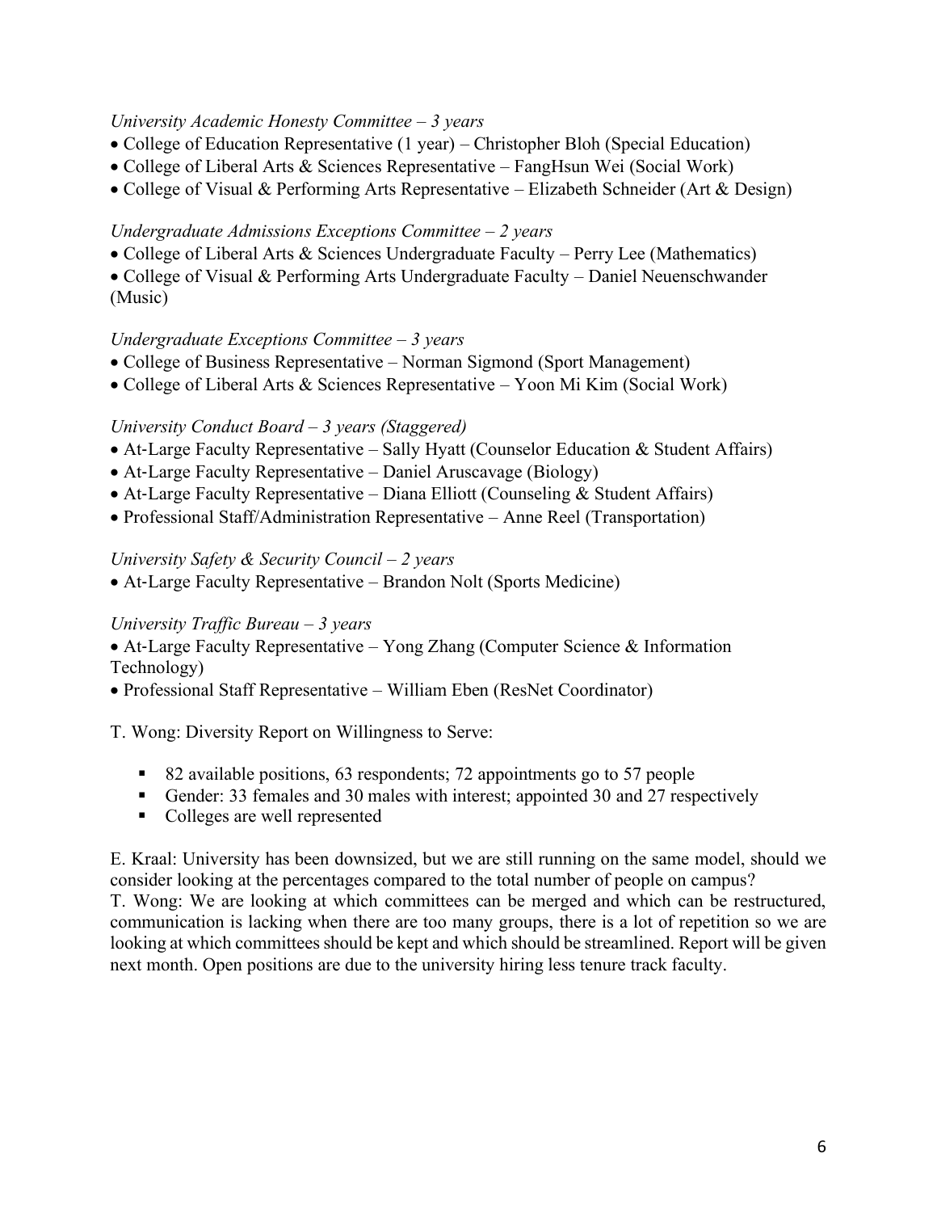*University Academic Honesty Committee – 3 years*

- College of Education Representative (1 year) – Christopher Bloh (Special Education)
- College of Liberal Arts & Sciences Representative – FangHsun Wei (Social Work)
- College of Visual & Performing Arts Representative – Elizabeth Schneider (Art & Design)

*Undergraduate Admissions Exceptions Committee – 2 years*

- College of Liberal Arts & Sciences Undergraduate Faculty – Perry Lee (Mathematics)
- College of Visual & Performing Arts Undergraduate Faculty – Daniel Neuenschwander (Music)

*Undergraduate Exceptions Committee – 3 years*

- College of Business Representative – Norman Sigmond (Sport Management)
- College of Liberal Arts & Sciences Representative – Yoon Mi Kim (Social Work)

*University Conduct Board – 3 years (Staggered)*

- At-Large Faculty Representative – Sally Hyatt (Counselor Education & Student Affairs)
- At-Large Faculty Representative – Daniel Aruscavage (Biology)
- At-Large Faculty Representative – Diana Elliott (Counseling & Student Affairs)
- Professional Staff/Administration Representative – Anne Reel (Transportation)

*University Safety & Security Council – 2 years*

- At-Large Faculty Representative – Brandon Nolt (Sports Medicine)

*University Traffic Bureau – 3 years*

- At-Large Faculty Representative – Yong Zhang (Computer Science & Information Technology)
- Professional Staff Representative – William Eben (ResNet Coordinator)

T. Wong: Diversity Report on Willingness to Serve:

- 82 available positions, 63 respondents; 72 appointments go to 57 people
- Gender: 33 females and 30 males with interest; appointed 30 and 27 respectively
- Colleges are well represented

E. Kraal: University has been downsized, but we are still running on the same model, should we consider looking at the percentages compared to the total number of people on campus?
T. Wong: We are looking at which committees can be merged and which can be restructured, communication is lacking when there are too many groups, there is a lot of repetition so we are looking at which committees should be kept and which should be streamlined. Report will be given next month. Open positions are due to the university hiring less tenure track faculty.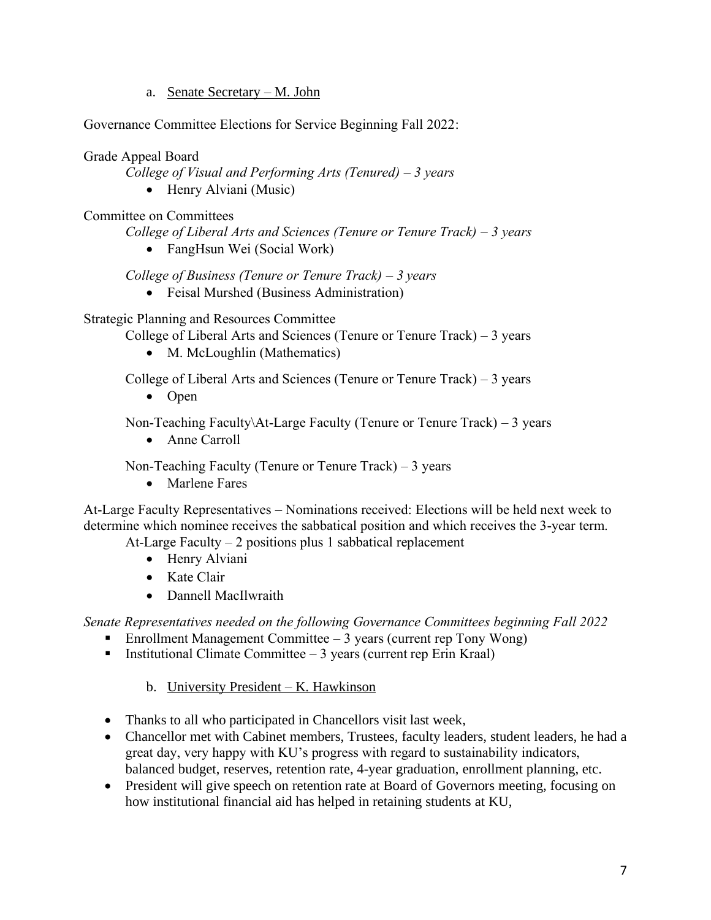a. <u>Senate Secretary – M. John</u>

Governance Committee Elections for Service Beginning Fall 2022:

Grade Appeal Board

*College of Visual and Performing Arts (Tenured) – 3 years*

- Henry Alviani (Music)

Committee on Committees

*College of Liberal Arts and Sciences (Tenure or Tenure Track) – 3 years*

- FangHsun Wei (Social Work)

*College of Business (Tenure or Tenure Track) – 3 years*

- Feisal Murshed (Business Administration)

Strategic Planning and Resources Committee

College of Liberal Arts and Sciences (Tenure or Tenure Track) – 3 years

- M. McLoughlin (Mathematics)

College of Liberal Arts and Sciences (Tenure or Tenure Track) – 3 years

- Open

Non-Teaching Faculty\At-Large Faculty (Tenure or Tenure Track) – 3 years

- Anne Carroll

Non-Teaching Faculty (Tenure or Tenure Track) – 3 years

- Marlene Fares

At-Large Faculty Representatives – Nominations received: Elections will be held next week to determine which nominee receives the sabbatical position and which receives the 3-year term.

At-Large Faculty – 2 positions plus 1 sabbatical replacement

- Henry Alviani
- Kate Clair
- Dannell MacIlwraith

*Senate Representatives needed on the following Governance Committees beginning Fall 2022*

- Enrollment Management Committee – 3 years (current rep Tony Wong)
- Institutional Climate Committee – 3 years (current rep Erin Kraal)

b. <u>University President – K. Hawkinson</u>

- Thanks to all who participated in Chancellors visit last week,
- Chancellor met with Cabinet members, Trustees, faculty leaders, student leaders, he had a great day, very happy with KU's progress with regard to sustainability indicators, balanced budget, reserves, retention rate, 4-year graduation, enrollment planning, etc.
- President will give speech on retention rate at Board of Governors meeting, focusing on how institutional financial aid has helped in retaining students at KU,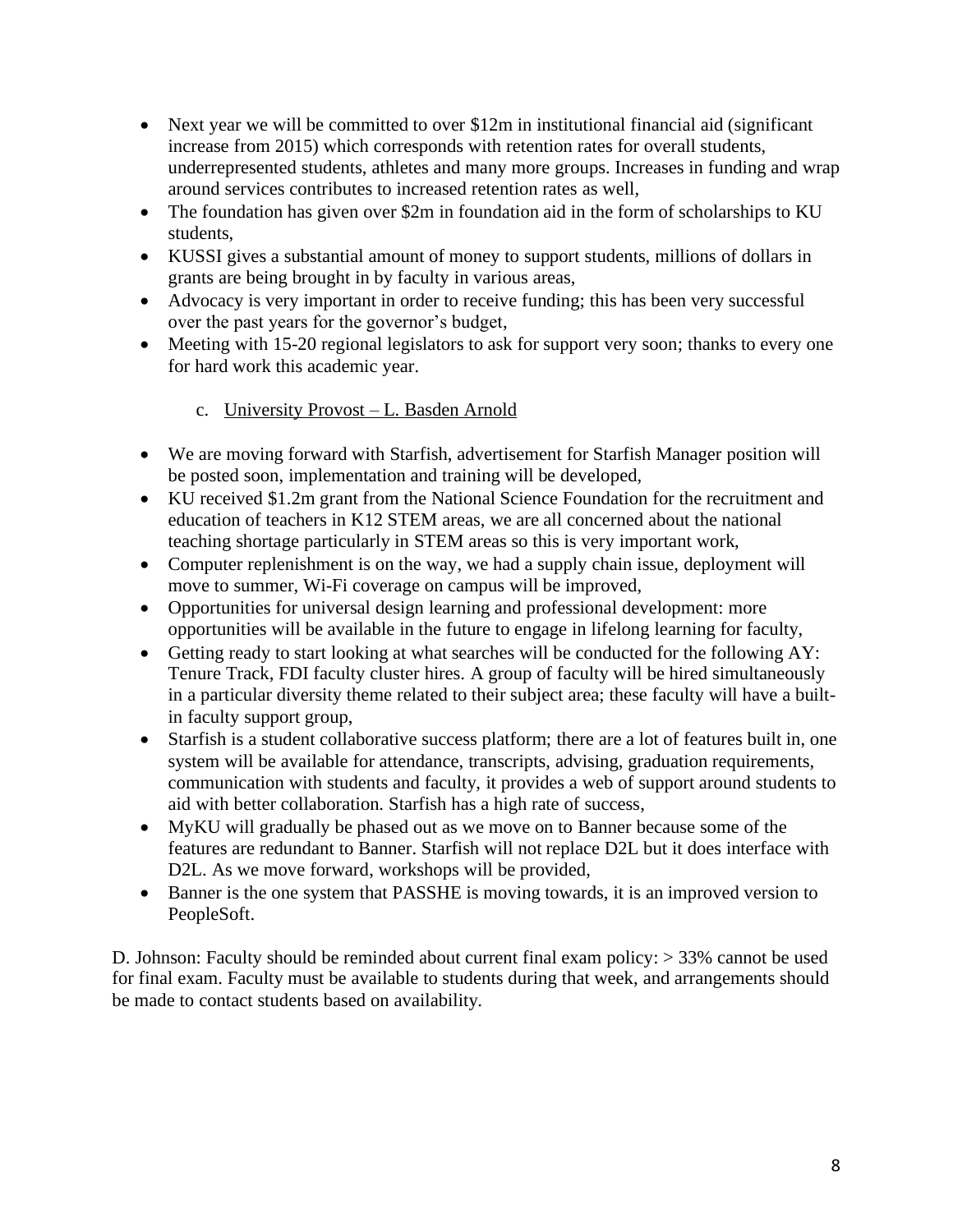- Next year we will be committed to over $12m in institutional financial aid (significant increase from 2015) which corresponds with retention rates for overall students, underrepresented students, athletes and many more groups. Increases in funding and wrap around services contributes to increased retention rates as well,
- The foundation has given over $2m in foundation aid in the form of scholarships to KU students,
- KUSSI gives a substantial amount of money to support students, millions of dollars in grants are being brought in by faculty in various areas,
- Advocacy is very important in order to receive funding; this has been very successful over the past years for the governor's budget,
- Meeting with 15-20 regional legislators to ask for support very soon; thanks to every one for hard work this academic year.

c. University Provost – L. Basden Arnold

- We are moving forward with Starfish, advertisement for Starfish Manager position will be posted soon, implementation and training will be developed,
- KU received $1.2m grant from the National Science Foundation for the recruitment and education of teachers in K12 STEM areas, we are all concerned about the national teaching shortage particularly in STEM areas so this is very important work,
- Computer replenishment is on the way, we had a supply chain issue, deployment will move to summer, Wi-Fi coverage on campus will be improved,
- Opportunities for universal design learning and professional development: more opportunities will be available in the future to engage in lifelong learning for faculty,
- Getting ready to start looking at what searches will be conducted for the following AY: Tenure Track, FDI faculty cluster hires. A group of faculty will be hired simultaneously in a particular diversity theme related to their subject area; these faculty will have a built-in faculty support group,
- Starfish is a student collaborative success platform; there are a lot of features built in, one system will be available for attendance, transcripts, advising, graduation requirements, communication with students and faculty, it provides a web of support around students to aid with better collaboration. Starfish has a high rate of success,
- MyKU will gradually be phased out as we move on to Banner because some of the features are redundant to Banner. Starfish will not replace D2L but it does interface with D2L. As we move forward, workshops will be provided,
- Banner is the one system that PASSHE is moving towards, it is an improved version to PeopleSoft.

D. Johnson: Faculty should be reminded about current final exam policy: > 33% cannot be used for final exam. Faculty must be available to students during that week, and arrangements should be made to contact students based on availability.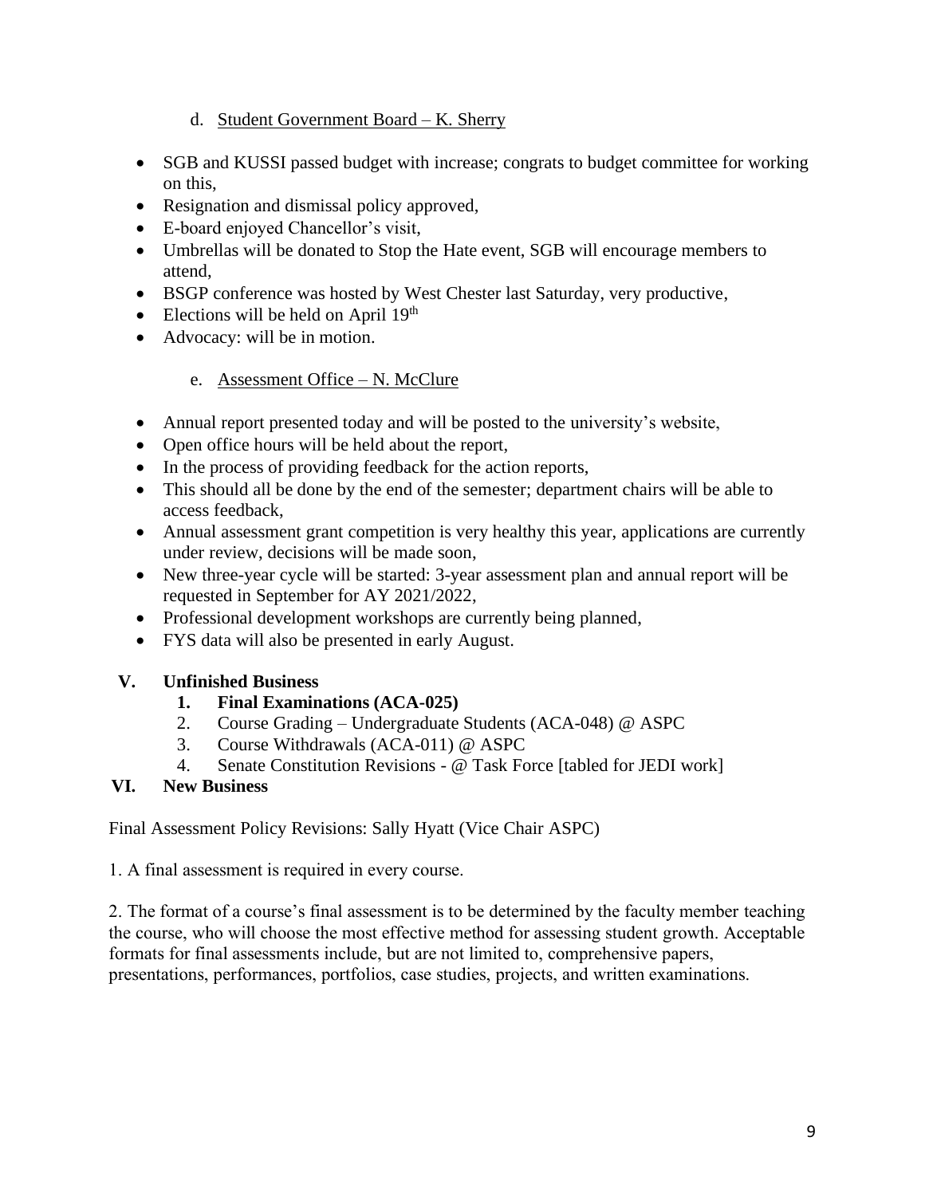d. <u>Student Government Board – K. Sherry</u>

- SGB and KUSSI passed budget with increase; congrats to budget committee for working on this,
- Resignation and dismissal policy approved,
- E-board enjoyed Chancellor's visit,
- Umbrellas will be donated to Stop the Hate event, SGB will encourage members to attend,
- BSGP conference was hosted by West Chester last Saturday, very productive,
- Elections will be held on April 19th
- Advocacy: will be in motion.

e. <u>Assessment Office – N. McClure</u>

- Annual report presented today and will be posted to the university's website,
- Open office hours will be held about the report,
- In the process of providing feedback for the action reports,
- This should all be done by the end of the semester; department chairs will be able to access feedback,
- Annual assessment grant competition is very healthy this year, applications are currently under review, decisions will be made soon,
- New three-year cycle will be started: 3-year assessment plan and annual report will be requested in September for AY 2021/2022,
- Professional development workshops are currently being planned,
- FYS data will also be presented in early August.

**V. Unfinished Business**

1. **Final Examinations (ACA-025)**
2. Course Grading – Undergraduate Students (ACA-048) @ ASPC
3. Course Withdrawals (ACA-011) @ ASPC
4. Senate Constitution Revisions - @ Task Force [tabled for JEDI work]

**VI. New Business**

Final Assessment Policy Revisions: Sally Hyatt (Vice Chair ASPC)

1. A final assessment is required in every course.

2. The format of a course's final assessment is to be determined by the faculty member teaching the course, who will choose the most effective method for assessing student growth. Acceptable formats for final assessments include, but are not limited to, comprehensive papers, presentations, performances, portfolios, case studies, projects, and written examinations.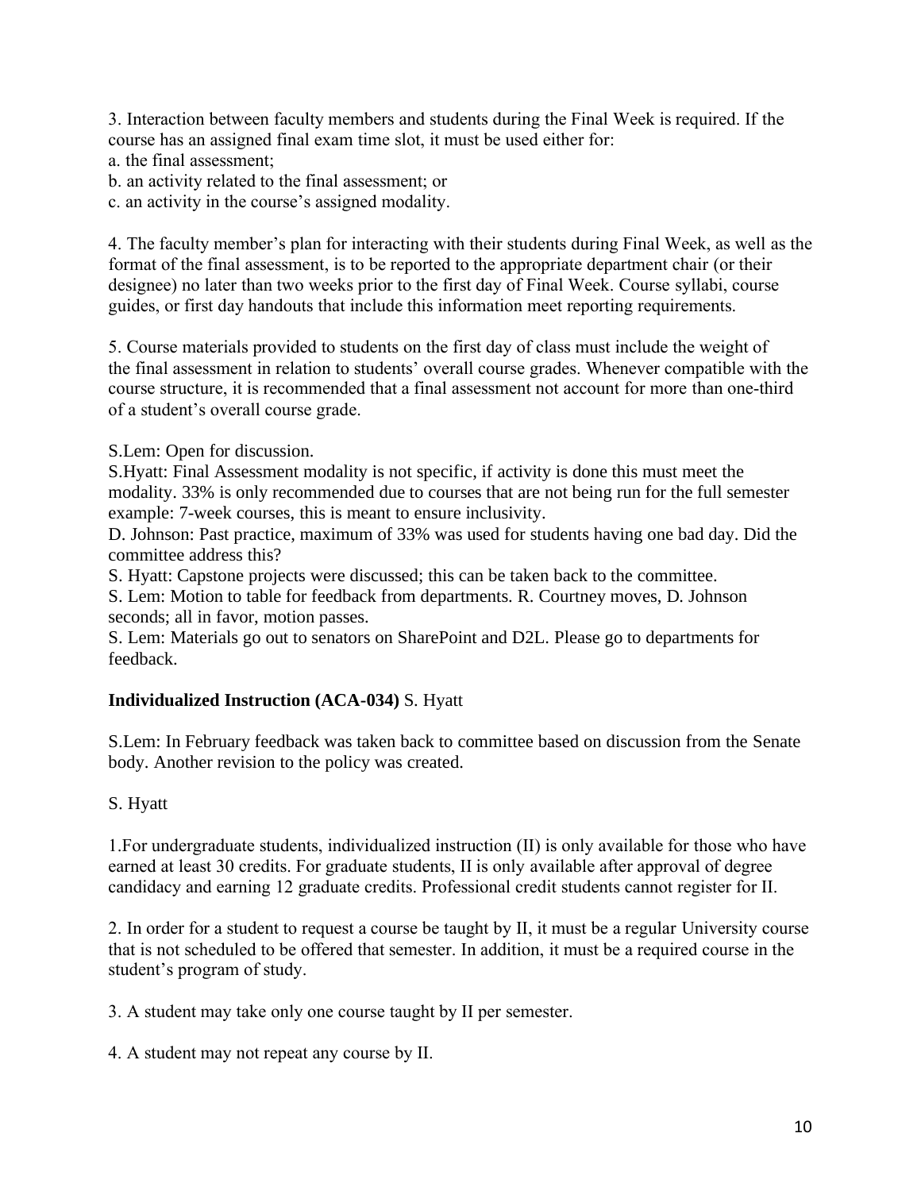3. Interaction between faculty members and students during the Final Week is required. If the course has an assigned final exam time slot, it must be used either for:

a. the final assessment;

b. an activity related to the final assessment; or

c. an activity in the course's assigned modality.

4. The faculty member's plan for interacting with their students during Final Week, as well as the format of the final assessment, is to be reported to the appropriate department chair (or their designee) no later than two weeks prior to the first day of Final Week. Course syllabi, course guides, or first day handouts that include this information meet reporting requirements.

5. Course materials provided to students on the first day of class must include the weight of the final assessment in relation to students' overall course grades. Whenever compatible with the course structure, it is recommended that a final assessment not account for more than one-third of a student's overall course grade.

S.Lem: Open for discussion.

S.Hyatt: Final Assessment modality is not specific, if activity is done this must meet the modality. 33% is only recommended due to courses that are not being run for the full semester example: 7-week courses, this is meant to ensure inclusivity.

D. Johnson: Past practice, maximum of 33% was used for students having one bad day. Did the committee address this?

S. Hyatt: Capstone projects were discussed; this can be taken back to the committee.

S. Lem: Motion to table for feedback from departments. R. Courtney moves, D. Johnson seconds; all in favor, motion passes.

S. Lem: Materials go out to senators on SharePoint and D2L. Please go to departments for feedback.

**Individualized Instruction (ACA-034)** S. Hyatt

S.Lem: In February feedback was taken back to committee based on discussion from the Senate body. Another revision to the policy was created.

S. Hyatt

1.For undergraduate students, individualized instruction (II) is only available for those who have earned at least 30 credits. For graduate students, II is only available after approval of degree candidacy and earning 12 graduate credits. Professional credit students cannot register for II.

2. In order for a student to request a course be taught by II, it must be a regular University course that is not scheduled to be offered that semester. In addition, it must be a required course in the student's program of study.

3. A student may take only one course taught by II per semester.

4. A student may not repeat any course by II.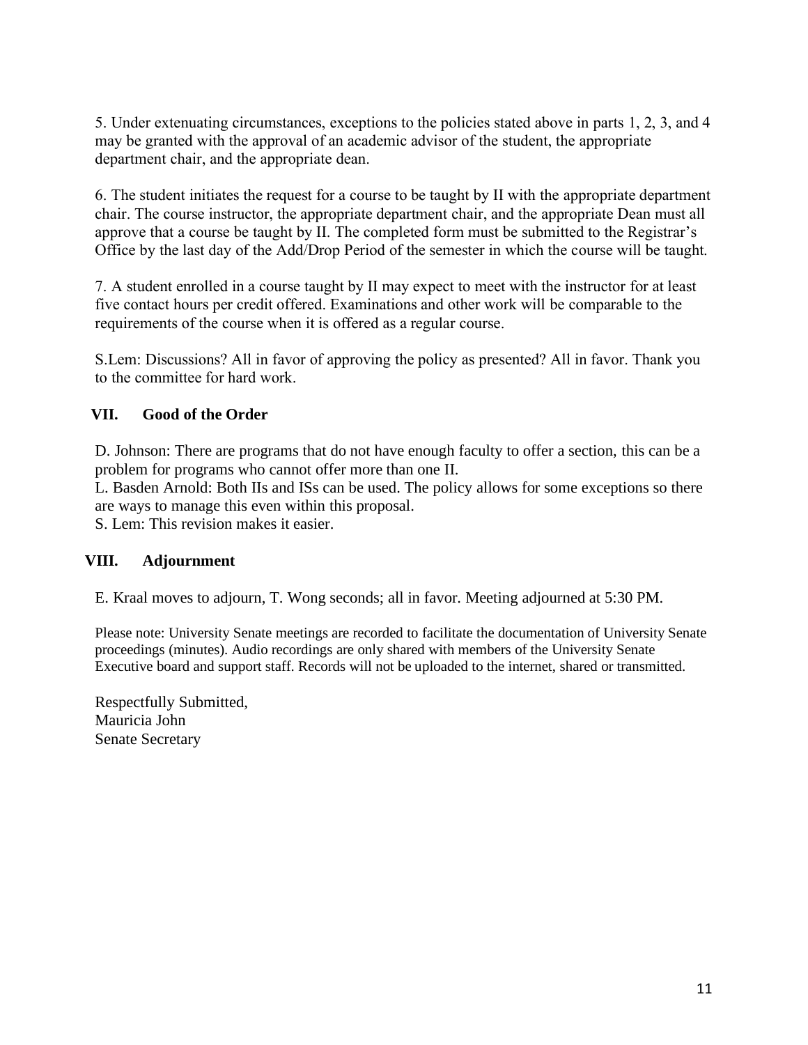5. Under extenuating circumstances, exceptions to the policies stated above in parts 1, 2, 3, and 4 may be granted with the approval of an academic advisor of the student, the appropriate department chair, and the appropriate dean.

6. The student initiates the request for a course to be taught by II with the appropriate department chair. The course instructor, the appropriate department chair, and the appropriate Dean must all approve that a course be taught by II. The completed form must be submitted to the Registrar's Office by the last day of the Add/Drop Period of the semester in which the course will be taught.

7. A student enrolled in a course taught by II may expect to meet with the instructor for at least five contact hours per credit offered. Examinations and other work will be comparable to the requirements of the course when it is offered as a regular course.

S.Lem: Discussions? All in favor of approving the policy as presented? All in favor. Thank you to the committee for hard work.

## VII. Good of the Order

D. Johnson: There are programs that do not have enough faculty to offer a section, this can be a problem for programs who cannot offer more than one II.
L. Basden Arnold: Both IIs and ISs can be used. The policy allows for some exceptions so there are ways to manage this even within this proposal.
S. Lem: This revision makes it easier.

## VIII. Adjournment

E. Kraal moves to adjourn, T. Wong seconds; all in favor. Meeting adjourned at 5:30 PM.

Please note: University Senate meetings are recorded to facilitate the documentation of University Senate proceedings (minutes). Audio recordings are only shared with members of the University Senate Executive board and support staff. Records will not be uploaded to the internet, shared or transmitted.

Respectfully Submitted,
Mauricia John
Senate Secretary